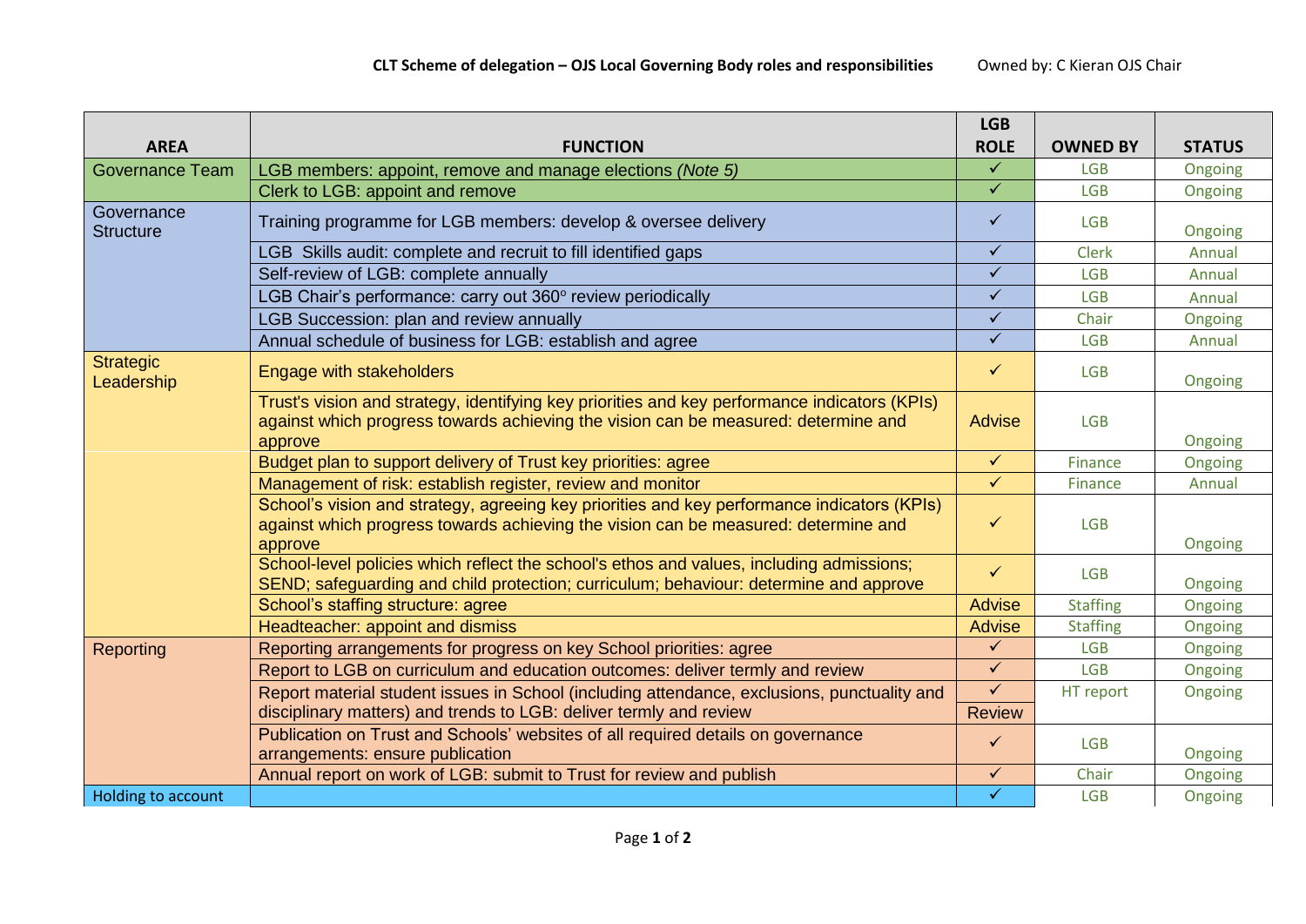**CLT Scheme of delegation – OJS Local Governing Body roles and responsibilities** Owned by: C Kieran OJS Chair

| AREA | FUNCTION | LGB ROLE | OWNED BY | STATUS |
|---|---|---|---|---|
| Governance Team | LGB members: appoint, remove and manage elections *(Note 5)* | ✓ | LGB | Ongoing |
| | Clerk to LGB: appoint and remove | ✓ | LGB | Ongoing |
| Governance Structure | Training programme for LGB members: develop & oversee delivery | ✓ | LGB | Ongoing |
| | LGB Skills audit: complete and recruit to fill identified gaps | ✓ | Clerk | Annual |
| | Self-review of LGB: complete annually | ✓ | LGB | Annual |
| | LGB Chair's performance: carry out 360° review periodically | ✓ | LGB | Annual |
| | LGB Succession: plan and review annually | ✓ | Chair | Ongoing |
| | Annual schedule of business for LGB: establish and agree | ✓ | LGB | Annual |
| Strategic Leadership | Engage with stakeholders | ✓ | LGB | Ongoing |
| | Trust's vision and strategy, identifying key priorities and key performance indicators (KPIs) against which progress towards achieving the vision can be measured: determine and approve | Advise | LGB | Ongoing |
| | Budget plan to support delivery of Trust key priorities: agree | ✓ | Finance | Ongoing |
| | Management of risk: establish register, review and monitor | ✓ | Finance | Annual |
| | School's vision and strategy, agreeing key priorities and key performance indicators (KPIs) against which progress towards achieving the vision can be measured: determine and approve | ✓ | LGB | Ongoing |
| | School-level policies which reflect the school's ethos and values, including admissions; SEND; safeguarding and child protection; curriculum; behaviour: determine and approve | ✓ | LGB | Ongoing |
| | School's staffing structure: agree | Advise | Staffing | Ongoing |
| | Headteacher: appoint and dismiss | Advise | Staffing | Ongoing |
| Reporting | Reporting arrangements for progress on key School priorities: agree | ✓ | LGB | Ongoing |
| | Report to LGB on curriculum and education outcomes: deliver termly and review | ✓ | LGB | Ongoing |
| | Report material student issues in School (including attendance, exclusions, punctuality and disciplinary matters) and trends to LGB: deliver termly and review | ✓ Review | HT report | Ongoing |
| | Publication on Trust and Schools' websites of all required details on governance arrangements: ensure publication | ✓ | LGB | Ongoing |
| | Annual report on work of LGB: submit to Trust for review and publish | ✓ | Chair | Ongoing |
| Holding to account | | ✓ | LGB | Ongoing |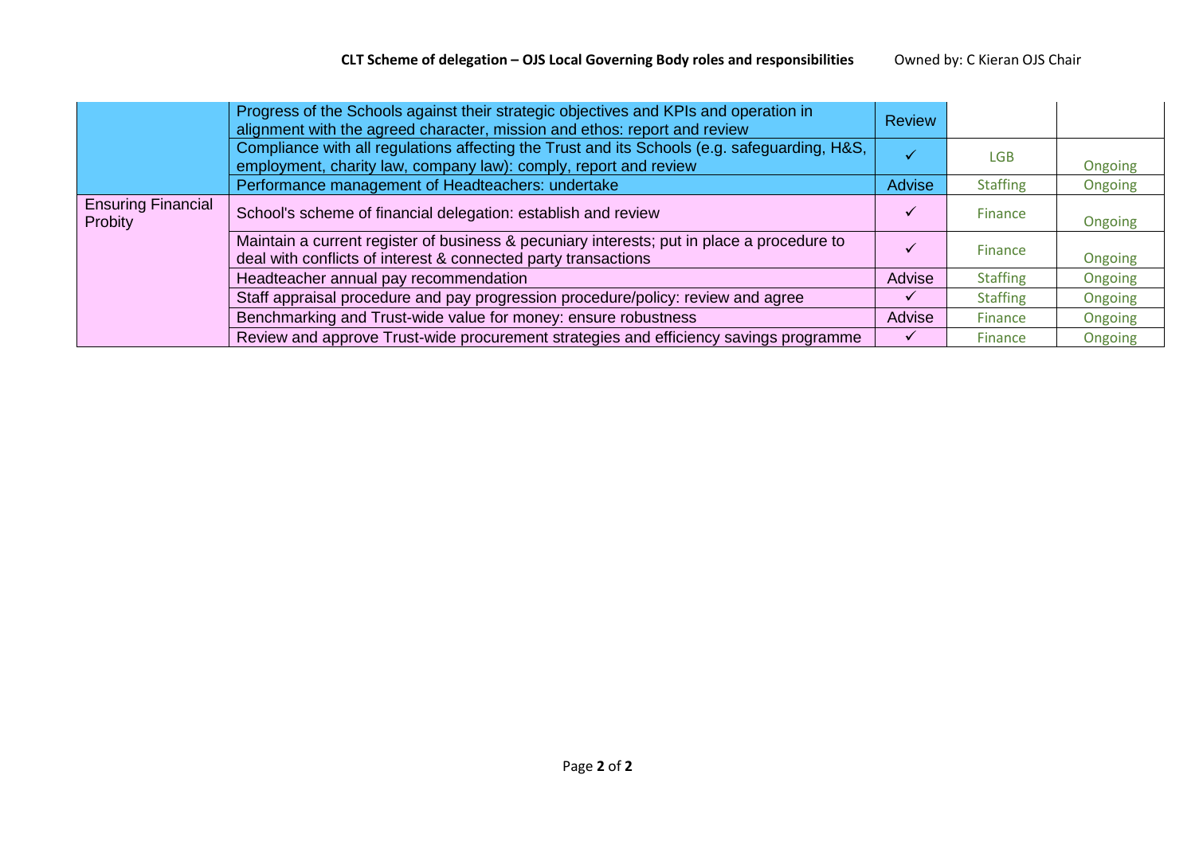| | | | | |
|---|---|---|---|---|
| | Progress of the Schools against their strategic objectives and KPIs and operation in alignment with the agreed character, mission and ethos: report and review | Review | | |
| | Compliance with all regulations affecting the Trust and its Schools (e.g. safeguarding, H&S, employment, charity law, company law): comply, report and review | ✓ | LGB | Ongoing |
| | Performance management of Headteachers: undertake | Advise | Staffing | Ongoing |
| Ensuring Financial Probity | School's scheme of financial delegation: establish and review | ✓ | Finance | Ongoing |
| | Maintain a current register of business & pecuniary interests; put in place a procedure to deal with conflicts of interest & connected party transactions | ✓ | Finance | Ongoing |
| | Headteacher annual pay recommendation | Advise | Staffing | Ongoing |
| | Staff appraisal procedure and pay progression procedure/policy: review and agree | ✓ | Staffing | Ongoing |
| | Benchmarking and Trust-wide value for money: ensure robustness | Advise | Finance | Ongoing |
| | Review and approve Trust-wide procurement strategies and efficiency savings programme | ✓ | Finance | Ongoing |